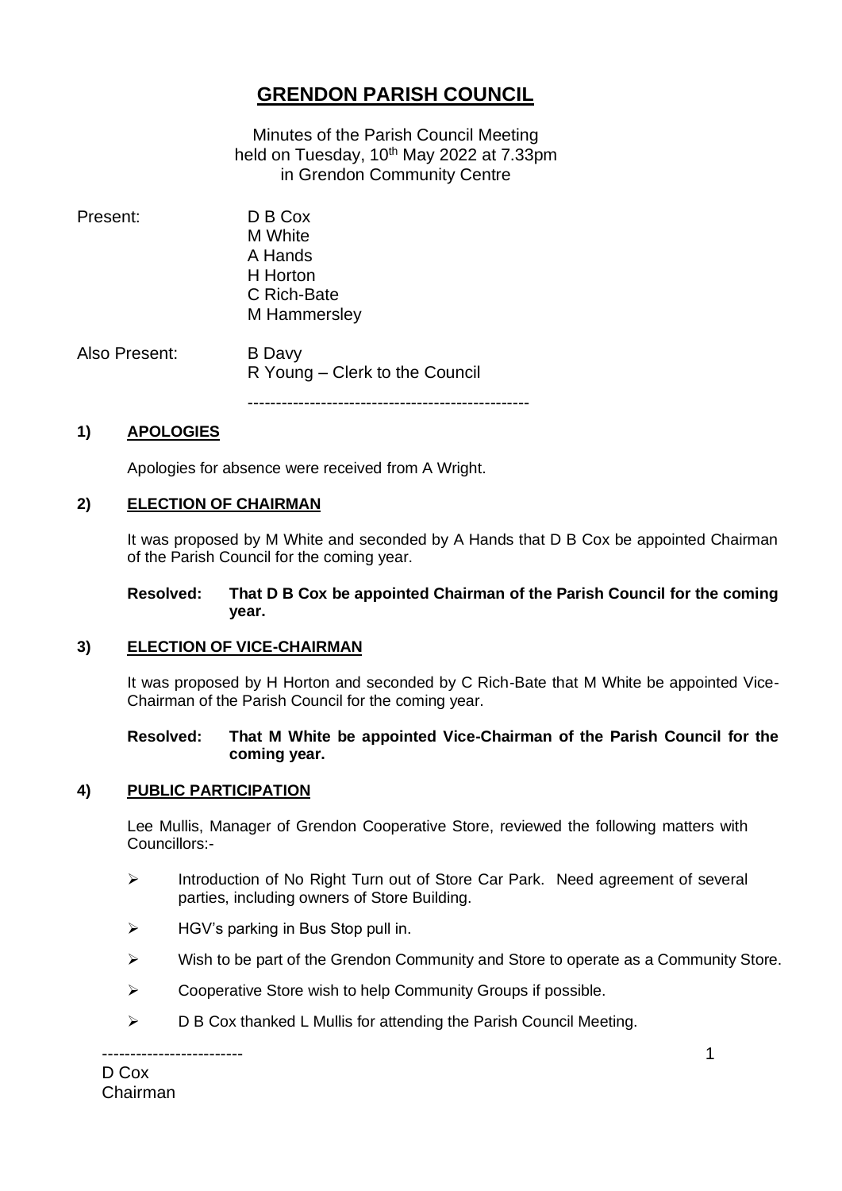# GRENDON PARISH COUNCIL

Minutes of the Parish Council Meeting
held on Tuesday, 10th May 2022 at 7.33pm
in Grendon Community Centre

Present: D B Cox
M White
A Hands
H Horton
C Rich-Bate
M Hammersley

Also Present: B Davy
R Young – Clerk to the Council

-------------------------------------------------

## 1) APOLOGIES

Apologies for absence were received from A Wright.

## 2) ELECTION OF CHAIRMAN

It was proposed by M White and seconded by A Hands that D B Cox be appointed Chairman of the Parish Council for the coming year.

**Resolved: That D B Cox be appointed Chairman of the Parish Council for the coming year.**

## 3) ELECTION OF VICE-CHAIRMAN

It was proposed by H Horton and seconded by C Rich-Bate that M White be appointed Vice-Chairman of the Parish Council for the coming year.

**Resolved: That M White be appointed Vice-Chairman of the Parish Council for the coming year.**

## 4) PUBLIC PARTICIPATION

Lee Mullis, Manager of Grendon Cooperative Store, reviewed the following matters with Councillors:-

- Introduction of No Right Turn out of Store Car Park. Need agreement of several parties, including owners of Store Building.
- HGV's parking in Bus Stop pull in.
- Wish to be part of the Grendon Community and Store to operate as a Community Store.
- Cooperative Store wish to help Community Groups if possible.
- D B Cox thanked L Mullis for attending the Parish Council Meeting.

-------------------------
D Cox
Chairman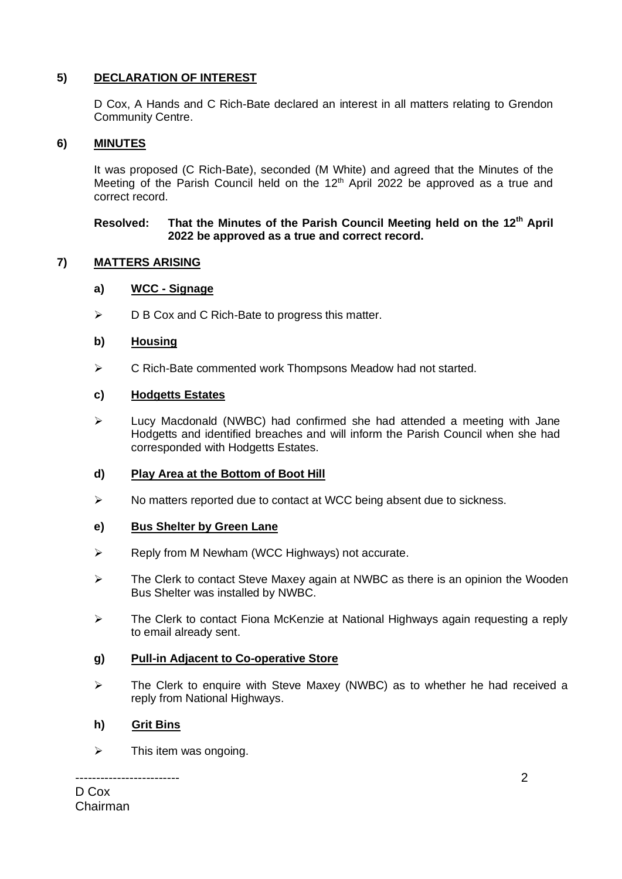## 5) DECLARATION OF INTEREST

D Cox, A Hands and C Rich-Bate declared an interest in all matters relating to Grendon Community Centre.

## 6) MINUTES

It was proposed (C Rich-Bate), seconded (M White) and agreed that the Minutes of the Meeting of the Parish Council held on the 12th April 2022 be approved as a true and correct record.

**Resolved: That the Minutes of the Parish Council Meeting held on the 12th April 2022 be approved as a true and correct record.**

## 7) MATTERS ARISING

### a) WCC - Signage

- D B Cox and C Rich-Bate to progress this matter.

### b) Housing

- C Rich-Bate commented work Thompsons Meadow had not started.

### c) Hodgetts Estates

- Lucy Macdonald (NWBC) had confirmed she had attended a meeting with Jane Hodgetts and identified breaches and will inform the Parish Council when she had corresponded with Hodgetts Estates.

### d) Play Area at the Bottom of Boot Hill

- No matters reported due to contact at WCC being absent due to sickness.

### e) Bus Shelter by Green Lane

- Reply from M Newham (WCC Highways) not accurate.
- The Clerk to contact Steve Maxey again at NWBC as there is an opinion the Wooden Bus Shelter was installed by NWBC.
- The Clerk to contact Fiona McKenzie at National Highways again requesting a reply to email already sent.

### g) Pull-in Adjacent to Co-operative Store

- The Clerk to enquire with Steve Maxey (NWBC) as to whether he had received a reply from National Highways.

### h) Grit Bins

- This item was ongoing.

-------------------------
D Cox
Chairman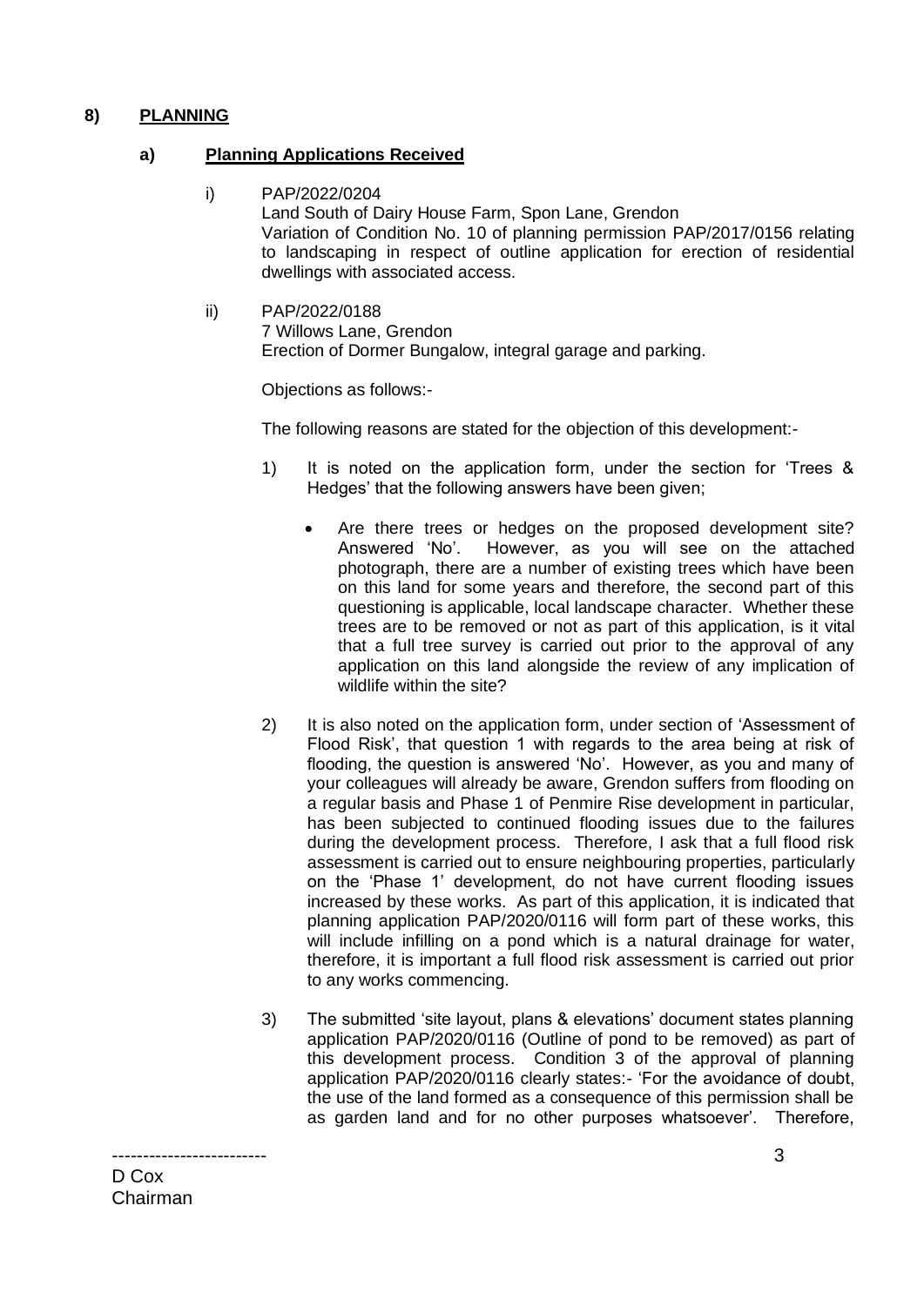## 8) PLANNING

### a) Planning Applications Received

i) PAP/2022/0204
Land South of Dairy House Farm, Spon Lane, Grendon
Variation of Condition No. 10 of planning permission PAP/2017/0156 relating to landscaping in respect of outline application for erection of residential dwellings with associated access.

ii) PAP/2022/0188
7 Willows Lane, Grendon
Erection of Dormer Bungalow, integral garage and parking.

Objections as follows:-

The following reasons are stated for the objection of this development:-

1) It is noted on the application form, under the section for 'Trees & Hedges' that the following answers have been given;

   - Are there trees or hedges on the proposed development site? Answered 'No'. However, as you will see on the attached photograph, there are a number of existing trees which have been on this land for some years and therefore, the second part of this questioning is applicable, local landscape character. Whether these trees are to be removed or not as part of this application, is it vital that a full tree survey is carried out prior to the approval of any application on this land alongside the review of any implication of wildlife within the site?

2) It is also noted on the application form, under section of 'Assessment of Flood Risk', that question 1 with regards to the area being at risk of flooding, the question is answered 'No'. However, as you and many of your colleagues will already be aware, Grendon suffers from flooding on a regular basis and Phase 1 of Penmire Rise development in particular, has been subjected to continued flooding issues due to the failures during the development process. Therefore, I ask that a full flood risk assessment is carried out to ensure neighbouring properties, particularly on the 'Phase 1' development, do not have current flooding issues increased by these works. As part of this application, it is indicated that planning application PAP/2020/0116 will form part of these works, this will include infilling on a pond which is a natural drainage for water, therefore, it is important a full flood risk assessment is carried out prior to any works commencing.

3) The submitted 'site layout, plans & elevations' document states planning application PAP/2020/0116 (Outline of pond to be removed) as part of this development process. Condition 3 of the approval of planning application PAP/2020/0116 clearly states:- 'For the avoidance of doubt, the use of the land formed as a consequence of this permission shall be as garden land and for no other purposes whatsoever'. Therefore,

-------------------------
D Cox
Chairman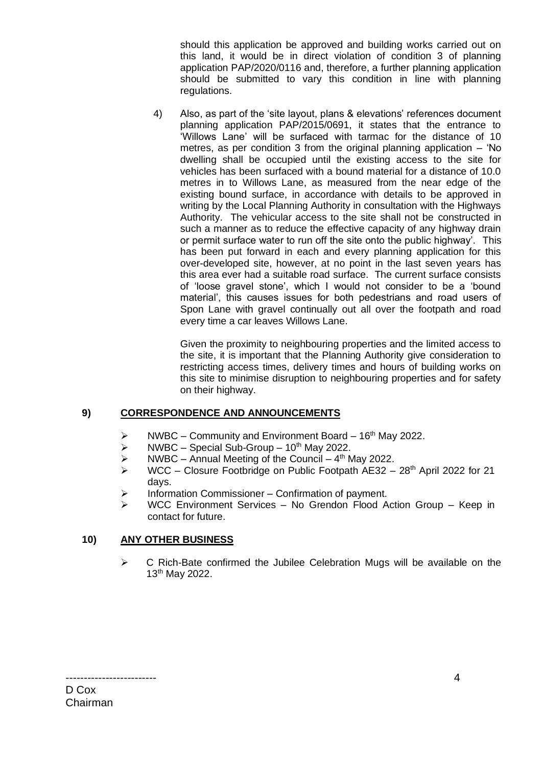should this application be approved and building works carried out on this land, it would be in direct violation of condition 3 of planning application PAP/2020/0116 and, therefore, a further planning application should be submitted to vary this condition in line with planning regulations.

4) Also, as part of the 'site layout, plans & elevations' references document planning application PAP/2015/0691, it states that the entrance to 'Willows Lane' will be surfaced with tarmac for the distance of 10 metres, as per condition 3 from the original planning application – 'No dwelling shall be occupied until the existing access to the site for vehicles has been surfaced with a bound material for a distance of 10.0 metres in to Willows Lane, as measured from the near edge of the existing bound surface, in accordance with details to be approved in writing by the Local Planning Authority in consultation with the Highways Authority. The vehicular access to the site shall not be constructed in such a manner as to reduce the effective capacity of any highway drain or permit surface water to run off the site onto the public highway'. This has been put forward in each and every planning application for this over-developed site, however, at no point in the last seven years has this area ever had a suitable road surface. The current surface consists of 'loose gravel stone', which I would not consider to be a 'bound material', this causes issues for both pedestrians and road users of Spon Lane with gravel continually out all over the footpath and road every time a car leaves Willows Lane.

   Given the proximity to neighbouring properties and the limited access to the site, it is important that the Planning Authority give consideration to restricting access times, delivery times and hours of building works on this site to minimise disruption to neighbouring properties and for safety on their highway.

## 9) CORRESPONDENCE AND ANNOUNCEMENTS

- NWBC – Community and Environment Board – 16th May 2022.
- NWBC – Special Sub-Group – 10th May 2022.
- NWBC – Annual Meeting of the Council – 4th May 2022.
- WCC – Closure Footbridge on Public Footpath AE32 – 28th April 2022 for 21 days.
- Information Commissioner – Confirmation of payment.
- WCC Environment Services – No Grendon Flood Action Group – Keep in contact for future.

## 10) ANY OTHER BUSINESS

- C Rich-Bate confirmed the Jubilee Celebration Mugs will be available on the 13th May 2022.

-------------------------
D Cox
Chairman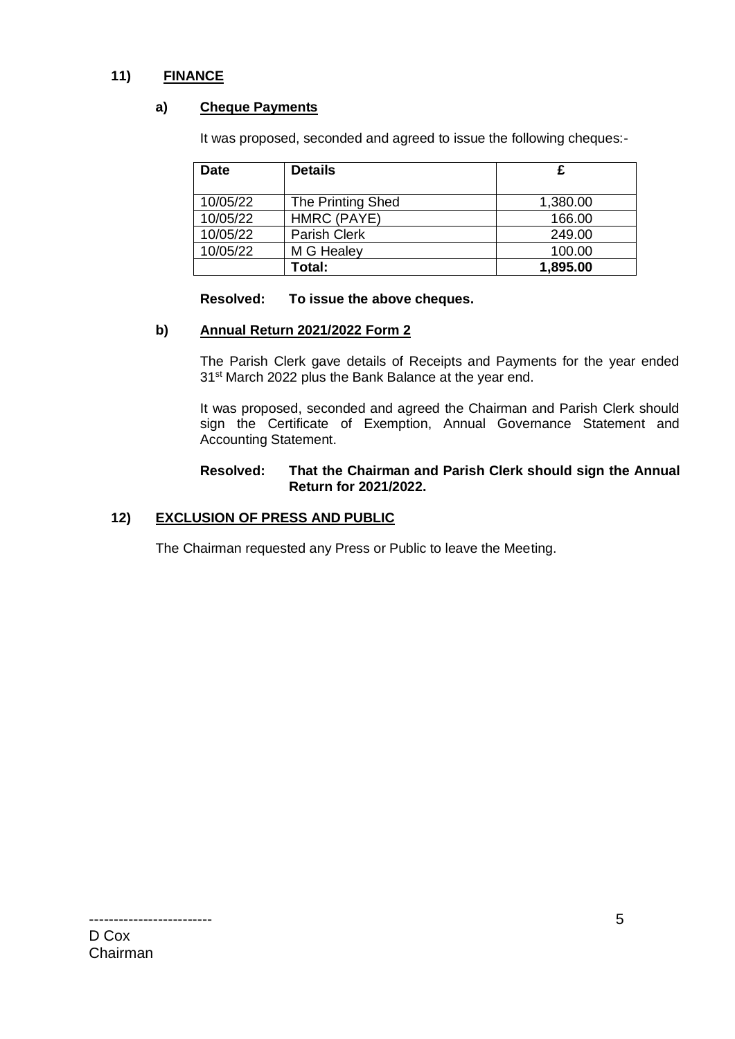## 11) FINANCE

### a) Cheque Payments

It was proposed, seconded and agreed to issue the following cheques:-

| Date | Details | £ |
|---|---|---|
| 10/05/22 | The Printing Shed | 1,380.00 |
| 10/05/22 | HMRC (PAYE) | 166.00 |
| 10/05/22 | Parish Clerk | 249.00 |
| 10/05/22 | M G Healey | 100.00 |
| | **Total:** | **1,895.00** |

**Resolved: To issue the above cheques.**

### b) Annual Return 2021/2022 Form 2

The Parish Clerk gave details of Receipts and Payments for the year ended 31st March 2022 plus the Bank Balance at the year end.

It was proposed, seconded and agreed the Chairman and Parish Clerk should sign the Certificate of Exemption, Annual Governance Statement and Accounting Statement.

**Resolved: That the Chairman and Parish Clerk should sign the Annual Return for 2021/2022.**

## 12) EXCLUSION OF PRESS AND PUBLIC

The Chairman requested any Press or Public to leave the Meeting.

-------------------------
D Cox
Chairman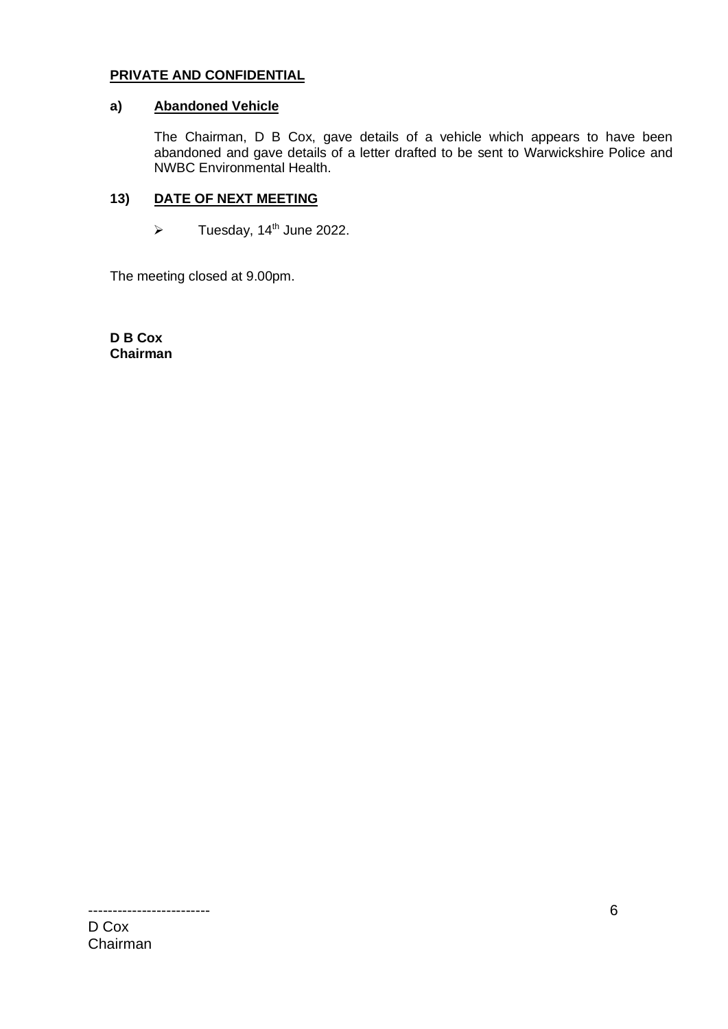**PRIVATE AND CONFIDENTIAL**

**a) Abandoned Vehicle**

The Chairman, D B Cox, gave details of a vehicle which appears to have been abandoned and gave details of a letter drafted to be sent to Warwickshire Police and NWBC Environmental Health.

**13) DATE OF NEXT MEETING**

- Tuesday, 14th June 2022.

The meeting closed at 9.00pm.

**D B Cox**
**Chairman**

-------------------------
D Cox
Chairman